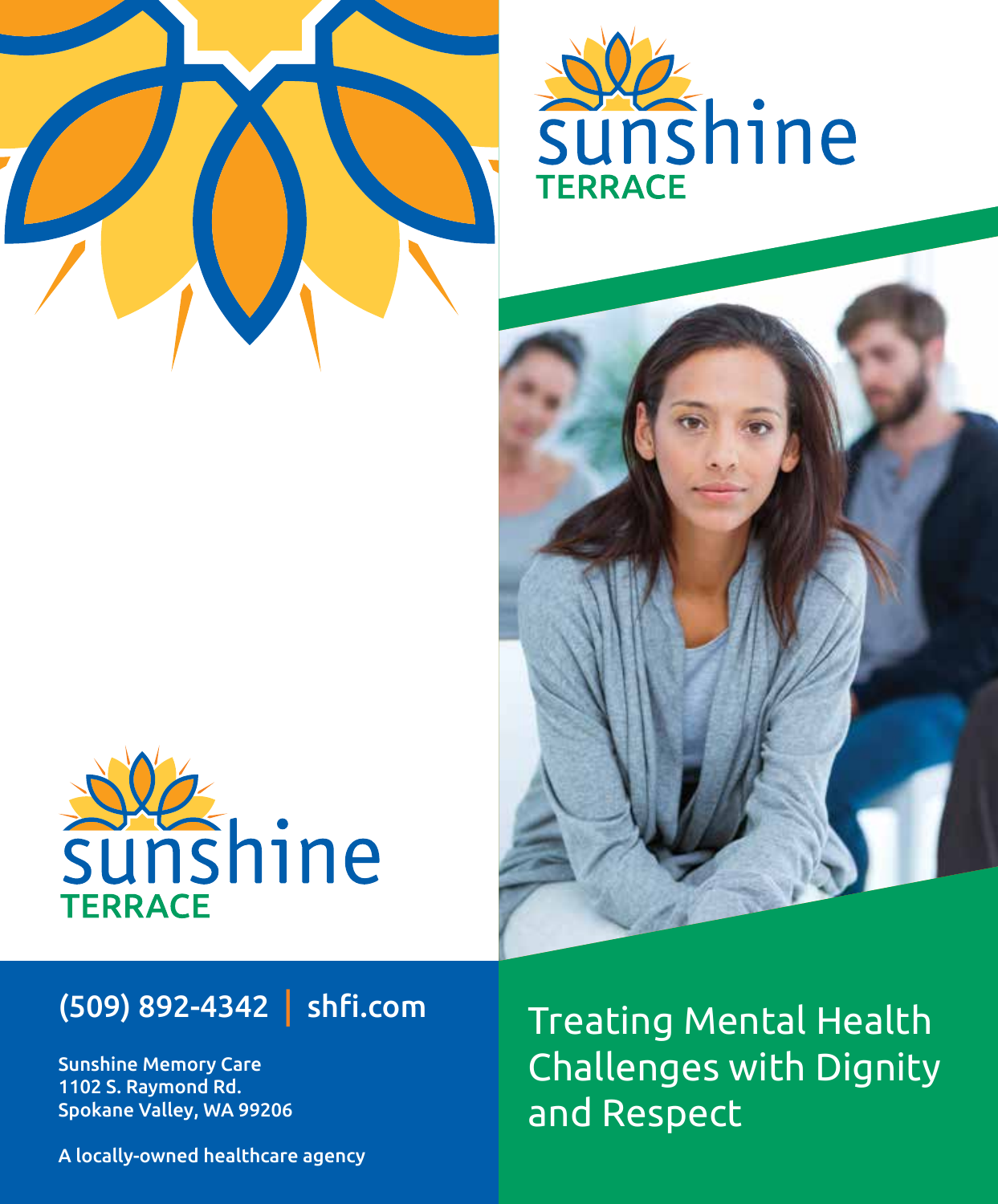# sunshine TERRACE

(509) 892-4342 | shfi.com

Sunshine Memory Care
1102 S. Raymond Rd.
Spokane Valley, WA 99206

A locally-owned healthcare agency

# sunshine TERRACE

## Treating Mental Health Challenges with Dignity and Respect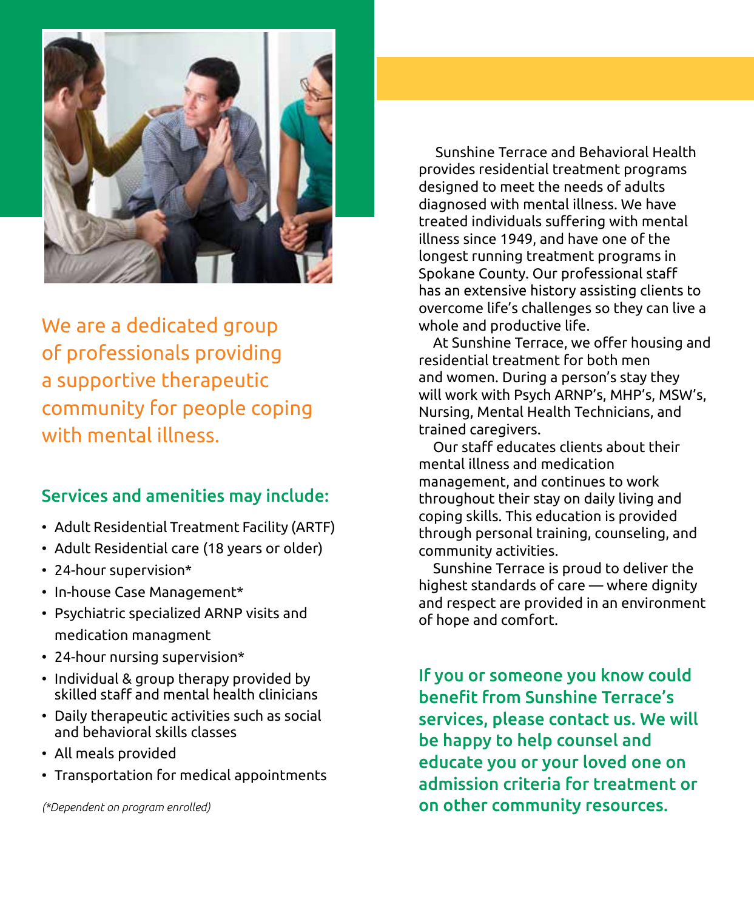We are a dedicated group of professionals providing a supportive therapeutic community for people coping with mental illness.

### Services and amenities may include:

- Adult Residential Treatment Facility (ARTF)
- Adult Residential care (18 years or older)
- 24-hour supervision*
- In-house Case Management*
- Psychiatric specialized ARNP visits and medication managment
- 24-hour nursing supervision*
- Individual & group therapy provided by skilled staff and mental health clinicians
- Daily therapeutic activities such as social and behavioral skills classes
- All meals provided
- Transportation for medical appointments

*(*Dependent on program enrolled)*

Sunshine Terrace and Behavioral Health provides residential treatment programs designed to meet the needs of adults diagnosed with mental illness. We have treated individuals suffering with mental illness since 1949, and have one of the longest running treatment programs in Spokane County. Our professional staff has an extensive history assisting clients to overcome life's challenges so they can live a whole and productive life.

At Sunshine Terrace, we offer housing and residential treatment for both men and women. During a person's stay they will work with Psych ARNP's, MHP's, MSW's, Nursing, Mental Health Technicians, and trained caregivers.

Our staff educates clients about their mental illness and medication management, and continues to work throughout their stay on daily living and coping skills. This education is provided through personal training, counseling, and community activities.

Sunshine Terrace is proud to deliver the highest standards of care — where dignity and respect are provided in an environment of hope and comfort.

**If you or someone you know could benefit from Sunshine Terrace's services, please contact us. We will be happy to help counsel and educate you or your loved one on admission criteria for treatment or on other community resources.**